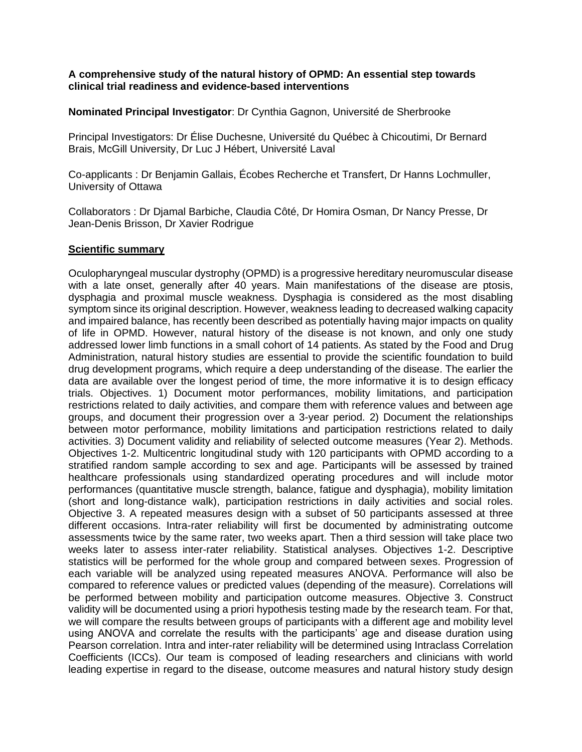**A comprehensive study of the natural history of OPMD: An essential step towards clinical trial readiness and evidence-based interventions**

**Nominated Principal Investigator**: Dr Cynthia Gagnon, Université de Sherbrooke

Principal Investigators: Dr Élise Duchesne, Université du Québec à Chicoutimi, Dr Bernard Brais, McGill University, Dr Luc J Hébert, Université Laval

Co-applicants : Dr Benjamin Gallais, Écobes Recherche et Transfert, Dr Hanns Lochmuller, University of Ottawa

Collaborators : Dr Djamal Barbiche, Claudia Côté, Dr Homira Osman, Dr Nancy Presse, Dr Jean-Denis Brisson, Dr Xavier Rodrigue

## Scientific summary

Oculopharyngeal muscular dystrophy (OPMD) is a progressive hereditary neuromuscular disease with a late onset, generally after 40 years. Main manifestations of the disease are ptosis, dysphagia and proximal muscle weakness. Dysphagia is considered as the most disabling symptom since its original description. However, weakness leading to decreased walking capacity and impaired balance, has recently been described as potentially having major impacts on quality of life in OPMD. However, natural history of the disease is not known, and only one study addressed lower limb functions in a small cohort of 14 patients. As stated by the Food and Drug Administration, natural history studies are essential to provide the scientific foundation to build drug development programs, which require a deep understanding of the disease. The earlier the data are available over the longest period of time, the more informative it is to design efficacy trials. Objectives. 1) Document motor performances, mobility limitations, and participation restrictions related to daily activities, and compare them with reference values and between age groups, and document their progression over a 3-year period. 2) Document the relationships between motor performance, mobility limitations and participation restrictions related to daily activities. 3) Document validity and reliability of selected outcome measures (Year 2). Methods. Objectives 1-2. Multicentric longitudinal study with 120 participants with OPMD according to a stratified random sample according to sex and age. Participants will be assessed by trained healthcare professionals using standardized operating procedures and will include motor performances (quantitative muscle strength, balance, fatigue and dysphagia), mobility limitation (short and long-distance walk), participation restrictions in daily activities and social roles. Objective 3. A repeated measures design with a subset of 50 participants assessed at three different occasions. Intra-rater reliability will first be documented by administrating outcome assessments twice by the same rater, two weeks apart. Then a third session will take place two weeks later to assess inter-rater reliability. Statistical analyses. Objectives 1-2. Descriptive statistics will be performed for the whole group and compared between sexes. Progression of each variable will be analyzed using repeated measures ANOVA. Performance will also be compared to reference values or predicted values (depending of the measure). Correlations will be performed between mobility and participation outcome measures. Objective 3. Construct validity will be documented using a priori hypothesis testing made by the research team. For that, we will compare the results between groups of participants with a different age and mobility level using ANOVA and correlate the results with the participants' age and disease duration using Pearson correlation. Intra and inter-rater reliability will be determined using Intraclass Correlation Coefficients (ICCs). Our team is composed of leading researchers and clinicians with world leading expertise in regard to the disease, outcome measures and natural history study design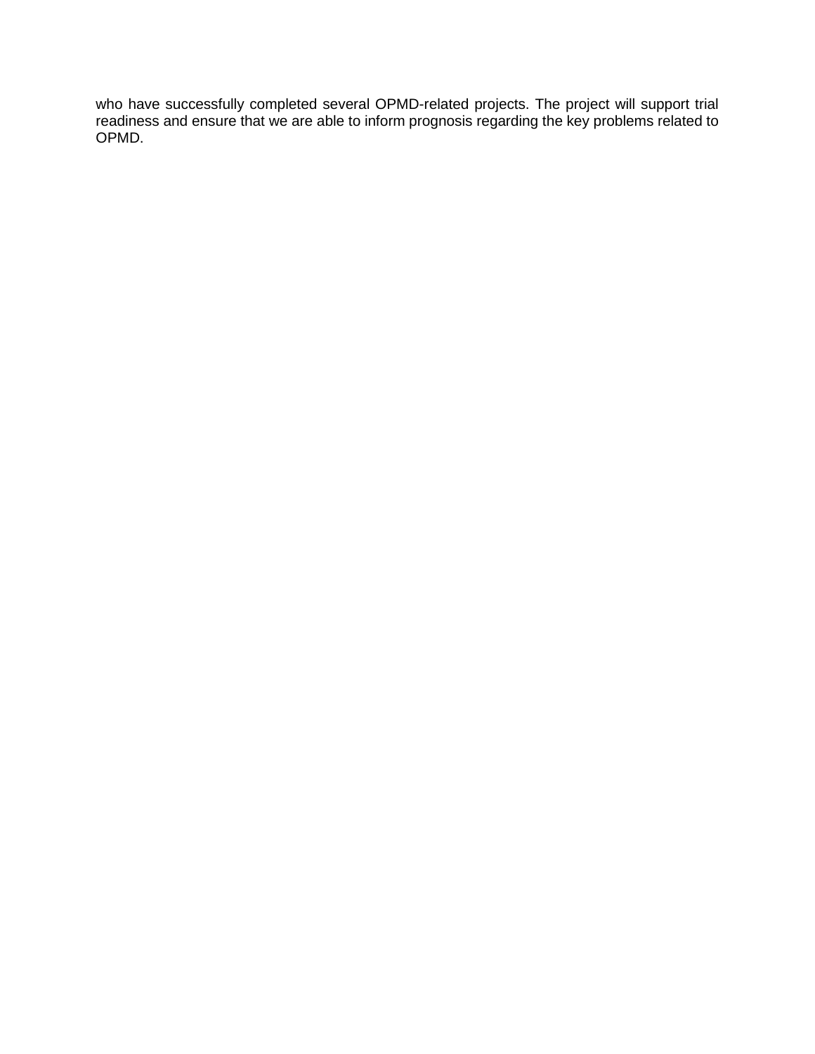who have successfully completed several OPMD-related projects. The project will support trial readiness and ensure that we are able to inform prognosis regarding the key problems related to OPMD.